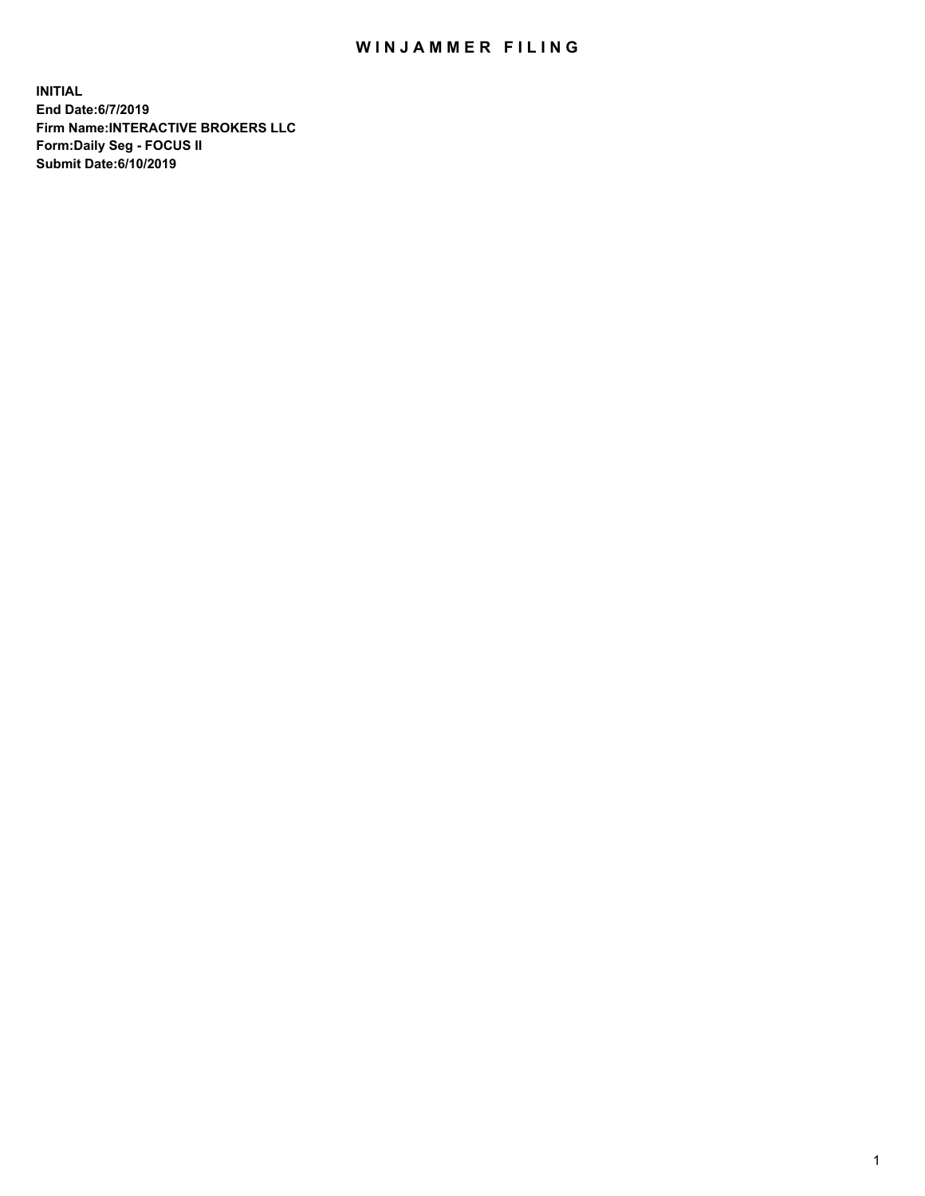# WINJAMMER FILING

**INITIAL**
**End Date:6/7/2019**
**Firm Name:INTERACTIVE BROKERS LLC**
**Form:Daily Seg - FOCUS II**
**Submit Date:6/10/2019**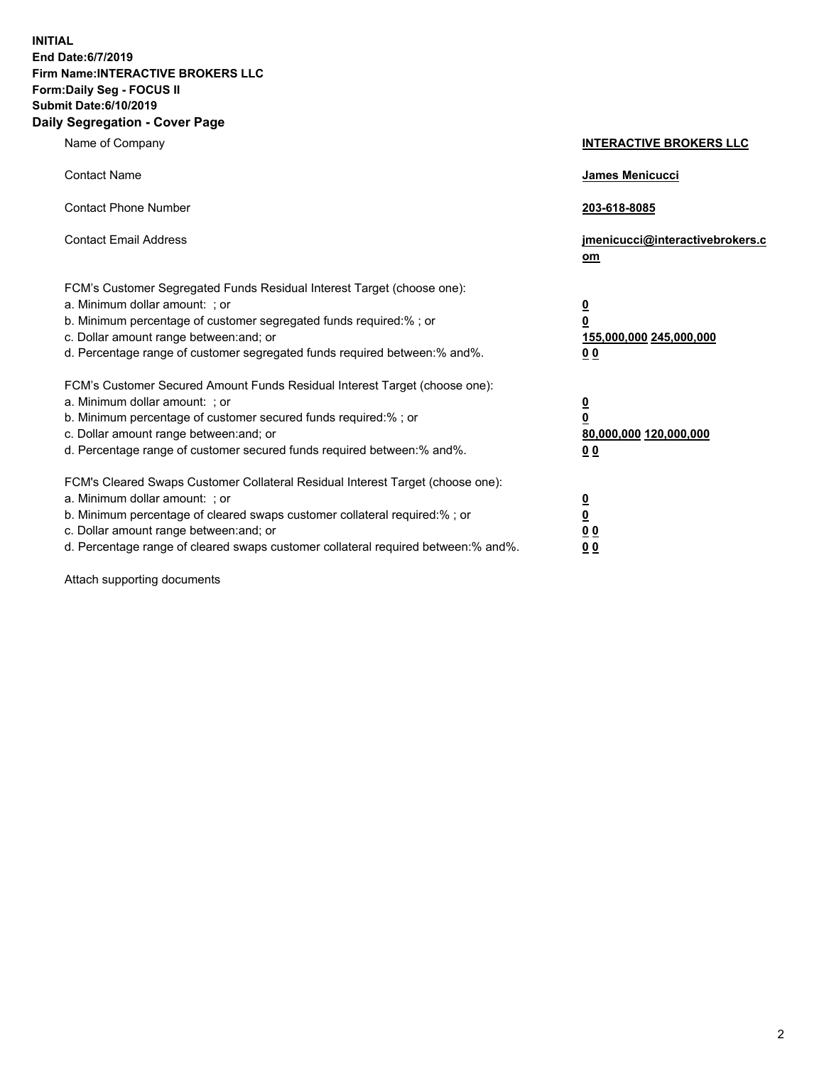**INITIAL**
**End Date:6/7/2019**
**Firm Name:INTERACTIVE BROKERS LLC**
**Form:Daily Seg - FOCUS II**
**Submit Date:6/10/2019**

## Daily Segregation - Cover Page

| | |
|---|---|
| Name of Company | **INTERACTIVE BROKERS LLC** |
| Contact Name | **James Menicucci** |
| Contact Phone Number | **203-618-8085** |
| Contact Email Address | **jmenicucci@interactivebrokers.com** |

FCM's Customer Segregated Funds Residual Interest Target (choose one):

| | |
|---|---|
| a. Minimum dollar amount: ; or | **0** |
| b. Minimum percentage of customer segregated funds required:% ; or | **0** |
| c. Dollar amount range between:and; or | **155,000,000 245,000,000** |
| d. Percentage range of customer segregated funds required between:% and%. | **0 0** |

FCM's Customer Secured Amount Funds Residual Interest Target (choose one):

| | |
|---|---|
| a. Minimum dollar amount: ; or | **0** |
| b. Minimum percentage of customer secured funds required:% ; or | **0** |
| c. Dollar amount range between:and; or | **80,000,000 120,000,000** |
| d. Percentage range of customer secured funds required between:% and%. | **0 0** |

FCM's Cleared Swaps Customer Collateral Residual Interest Target (choose one):

| | |
|---|---|
| a. Minimum dollar amount: ; or | **0** |
| b. Minimum percentage of cleared swaps customer collateral required:% ; or | **0** |
| c. Dollar amount range between:and; or | **0 0** |
| d. Percentage range of cleared swaps customer collateral required between:% and%. | **0 0** |

Attach supporting documents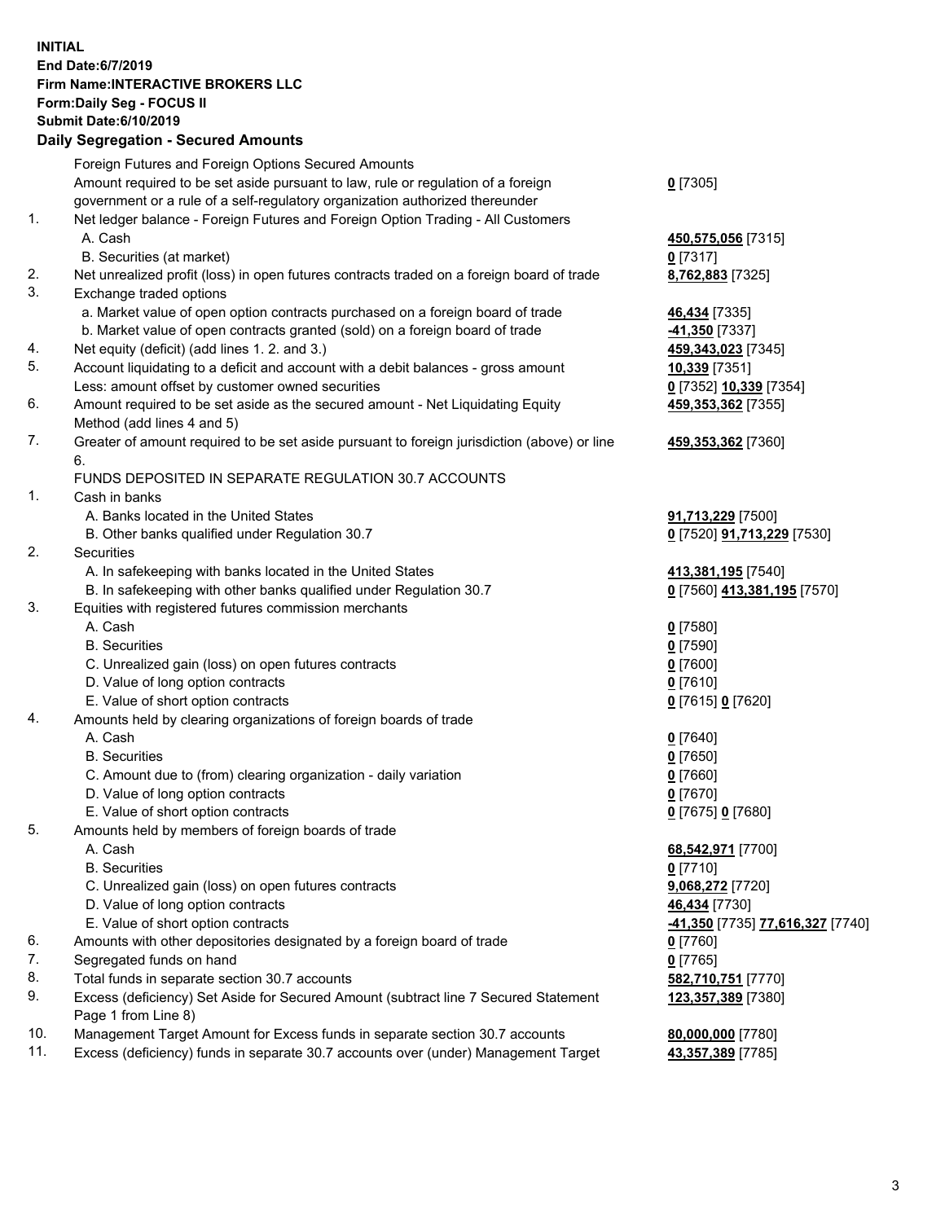**INITIAL**
**End Date:6/7/2019**
**Firm Name:INTERACTIVE BROKERS LLC**
**Form:Daily Seg - FOCUS II**
**Submit Date:6/10/2019**
**Daily Segregation - Secured Amounts**

| | | |
|---|---|---|
| | Foreign Futures and Foreign Options Secured Amounts | |
| | Amount required to be set aside pursuant to law, rule or regulation of a foreign government or a rule of a self-regulatory organization authorized thereunder | **0** [7305] |
| 1. | Net ledger balance - Foreign Futures and Foreign Option Trading - All Customers | |
| | A. Cash | **450,575,056** [7315] |
| | B. Securities (at market) | **0** [7317] |
| 2. | Net unrealized profit (loss) in open futures contracts traded on a foreign board of trade | **8,762,883** [7325] |
| 3. | Exchange traded options | |
| | a. Market value of open option contracts purchased on a foreign board of trade | **46,434** [7335] |
| | b. Market value of open contracts granted (sold) on a foreign board of trade | **-41,350** [7337] |
| 4. | Net equity (deficit) (add lines 1. 2. and 3.) | **459,343,023** [7345] |
| 5. | Account liquidating to a deficit and account with a debit balances - gross amount | **10,339** [7351] |
| | Less: amount offset by customer owned securities | **0** [7352] **10,339** [7354] |
| 6. | Amount required to be set aside as the secured amount - Net Liquidating Equity Method (add lines 4 and 5) | **459,353,362** [7355] |
| 7. | Greater of amount required to be set aside pursuant to foreign jurisdiction (above) or line 6. | **459,353,362** [7360] |
| | FUNDS DEPOSITED IN SEPARATE REGULATION 30.7 ACCOUNTS | |
| 1. | Cash in banks | |
| | A. Banks located in the United States | **91,713,229** [7500] |
| | B. Other banks qualified under Regulation 30.7 | **0** [7520] **91,713,229** [7530] |
| 2. | Securities | |
| | A. In safekeeping with banks located in the United States | **413,381,195** [7540] |
| | B. In safekeeping with other banks qualified under Regulation 30.7 | **0** [7560] **413,381,195** [7570] |
| 3. | Equities with registered futures commission merchants | |
| | A. Cash | **0** [7580] |
| | B. Securities | **0** [7590] |
| | C. Unrealized gain (loss) on open futures contracts | **0** [7600] |
| | D. Value of long option contracts | **0** [7610] |
| | E. Value of short option contracts | **0** [7615] **0** [7620] |
| 4. | Amounts held by clearing organizations of foreign boards of trade | |
| | A. Cash | **0** [7640] |
| | B. Securities | **0** [7650] |
| | C. Amount due to (from) clearing organization - daily variation | **0** [7660] |
| | D. Value of long option contracts | **0** [7670] |
| | E. Value of short option contracts | **0** [7675] **0** [7680] |
| 5. | Amounts held by members of foreign boards of trade | |
| | A. Cash | **68,542,971** [7700] |
| | B. Securities | **0** [7710] |
| | C. Unrealized gain (loss) on open futures contracts | **9,068,272** [7720] |
| | D. Value of long option contracts | **46,434** [7730] |
| | E. Value of short option contracts | **-41,350** [7735] **77,616,327** [7740] |
| 6. | Amounts with other depositories designated by a foreign board of trade | **0** [7760] |
| 7. | Segregated funds on hand | **0** [7765] |
| 8. | Total funds in separate section 30.7 accounts | **582,710,751** [7770] |
| 9. | Excess (deficiency) Set Aside for Secured Amount (subtract line 7 Secured Statement Page 1 from Line 8) | **123,357,389** [7380] |
| 10. | Management Target Amount for Excess funds in separate section 30.7 accounts | **80,000,000** [7780] |
| 11. | Excess (deficiency) funds in separate 30.7 accounts over (under) Management Target | **43,357,389** [7785] |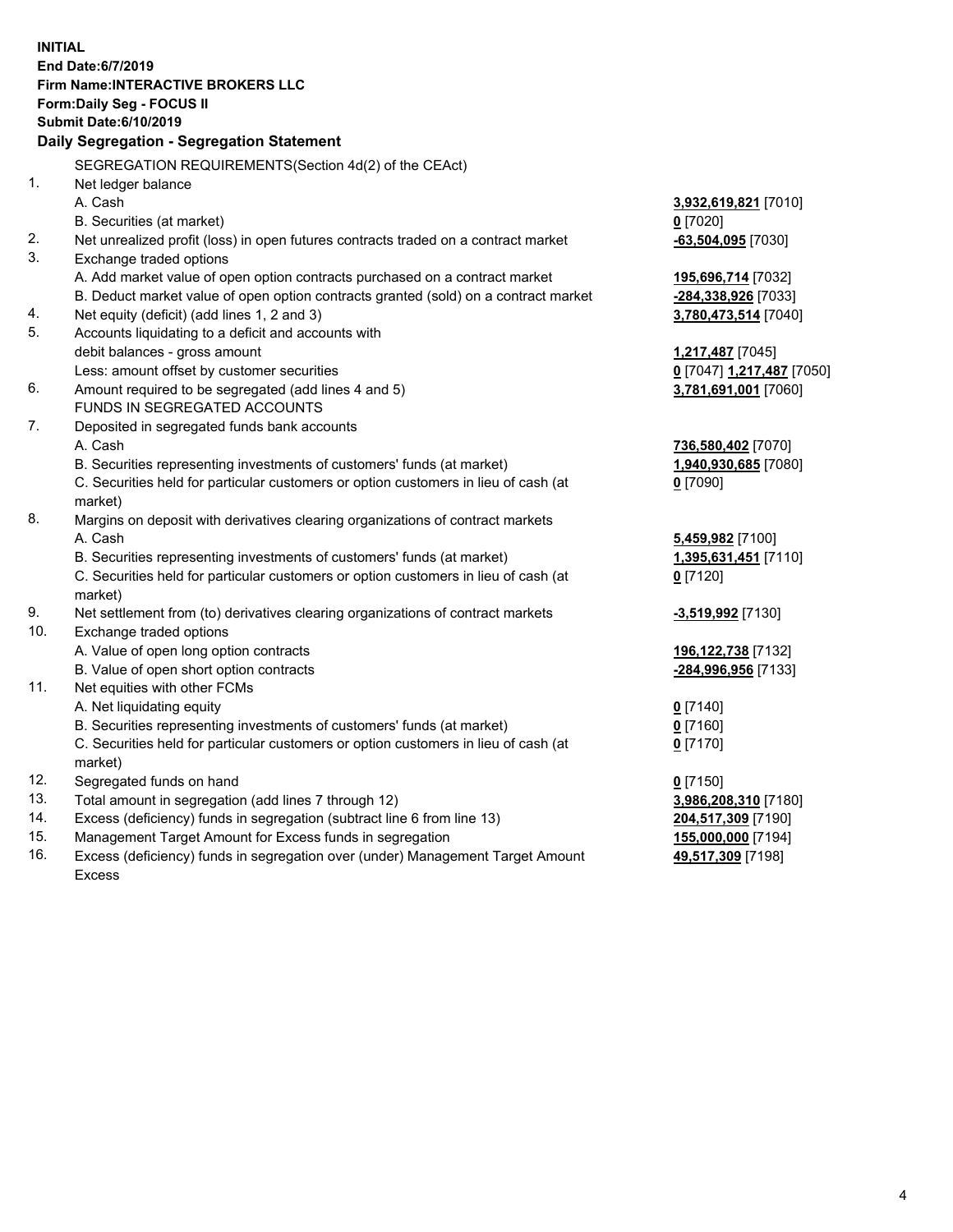**INITIAL**
**End Date:6/7/2019**
**Firm Name:INTERACTIVE BROKERS LLC**
**Form:Daily Seg - FOCUS II**
**Submit Date:6/10/2019**

**Daily Segregation - Segregation Statement**

SEGREGATION REQUIREMENTS(Section 4d(2) of the CEAct)

| | | |
|---|---|---|
| 1. | Net ledger balance | |
| | A. Cash | **3,932,619,821** [7010] |
| | B. Securities (at market) | **0** [7020] |
| 2. | Net unrealized profit (loss) in open futures contracts traded on a contract market | **-63,504,095** [7030] |
| 3. | Exchange traded options | |
| | A. Add market value of open option contracts purchased on a contract market | **195,696,714** [7032] |
| | B. Deduct market value of open option contracts granted (sold) on a contract market | **-284,338,926** [7033] |
| 4. | Net equity (deficit) (add lines 1, 2 and 3) | **3,780,473,514** [7040] |
| 5. | Accounts liquidating to a deficit and accounts with debit balances - gross amount | **1,217,487** [7045] |
| | Less: amount offset by customer securities | **0** [7047] **1,217,487** [7050] |
| 6. | Amount required to be segregated (add lines 4 and 5) | **3,781,691,001** [7060] |
| | FUNDS IN SEGREGATED ACCOUNTS | |
| 7. | Deposited in segregated funds bank accounts | |
| | A. Cash | **736,580,402** [7070] |
| | B. Securities representing investments of customers' funds (at market) | **1,940,930,685** [7080] |
| | C. Securities held for particular customers or option customers in lieu of cash (at market) | **0** [7090] |
| 8. | Margins on deposit with derivatives clearing organizations of contract markets | |
| | A. Cash | **5,459,982** [7100] |
| | B. Securities representing investments of customers' funds (at market) | **1,395,631,451** [7110] |
| | C. Securities held for particular customers or option customers in lieu of cash (at market) | **0** [7120] |
| 9. | Net settlement from (to) derivatives clearing organizations of contract markets | **-3,519,992** [7130] |
| 10. | Exchange traded options | |
| | A. Value of open long option contracts | **196,122,738** [7132] |
| | B. Value of open short option contracts | **-284,996,956** [7133] |
| 11. | Net equities with other FCMs | |
| | A. Net liquidating equity | **0** [7140] |
| | B. Securities representing investments of customers' funds (at market) | **0** [7160] |
| | C. Securities held for particular customers or option customers in lieu of cash (at market) | **0** [7170] |
| 12. | Segregated funds on hand | **0** [7150] |
| 13. | Total amount in segregation (add lines 7 through 12) | **3,986,208,310** [7180] |
| 14. | Excess (deficiency) funds in segregation (subtract line 6 from line 13) | **204,517,309** [7190] |
| 15. | Management Target Amount for Excess funds in segregation | **155,000,000** [7194] |
| 16. | Excess (deficiency) funds in segregation over (under) Management Target Amount Excess | **49,517,309** [7198] |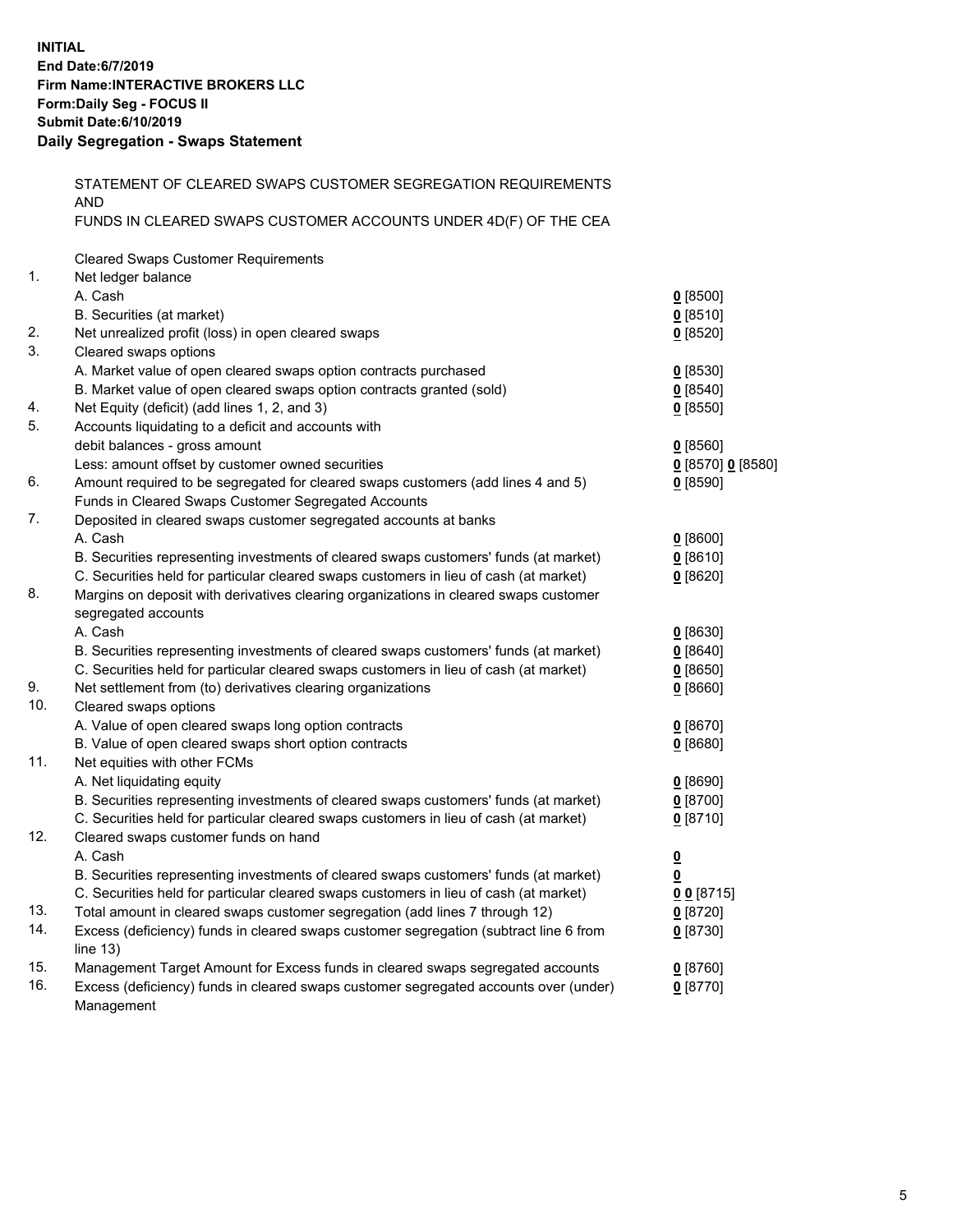**INITIAL**
**End Date:6/7/2019**
**Firm Name:INTERACTIVE BROKERS LLC**
**Form:Daily Seg - FOCUS II**
**Submit Date:6/10/2019**
**Daily Segregation - Swaps Statement**

STATEMENT OF CLEARED SWAPS CUSTOMER SEGREGATION REQUIREMENTS
AND
FUNDS IN CLEARED SWAPS CUSTOMER ACCOUNTS UNDER 4D(F) OF THE CEA

| | | |
|---|---|---|
| | Cleared Swaps Customer Requirements | |
| 1. | Net ledger balance | |
| | A. Cash | 0 [8500] |
| | B. Securities (at market) | 0 [8510] |
| 2. | Net unrealized profit (loss) in open cleared swaps | 0 [8520] |
| 3. | Cleared swaps options | |
| | A. Market value of open cleared swaps option contracts purchased | 0 [8530] |
| | B. Market value of open cleared swaps option contracts granted (sold) | 0 [8540] |
| 4. | Net Equity (deficit) (add lines 1, 2, and 3) | 0 [8550] |
| 5. | Accounts liquidating to a deficit and accounts with | |
| | debit balances - gross amount | 0 [8560] |
| | Less: amount offset by customer owned securities | 0 [8570] 0 [8580] |
| 6. | Amount required to be segregated for cleared swaps customers (add lines 4 and 5) | 0 [8590] |
| | Funds in Cleared Swaps Customer Segregated Accounts | |
| 7. | Deposited in cleared swaps customer segregated accounts at banks | |
| | A. Cash | 0 [8600] |
| | B. Securities representing investments of cleared swaps customers' funds (at market) | 0 [8610] |
| | C. Securities held for particular cleared swaps customers in lieu of cash (at market) | 0 [8620] |
| 8. | Margins on deposit with derivatives clearing organizations in cleared swaps customer segregated accounts | |
| | A. Cash | 0 [8630] |
| | B. Securities representing investments of cleared swaps customers' funds (at market) | 0 [8640] |
| | C. Securities held for particular cleared swaps customers in lieu of cash (at market) | 0 [8650] |
| 9. | Net settlement from (to) derivatives clearing organizations | 0 [8660] |
| 10. | Cleared swaps options | |
| | A. Value of open cleared swaps long option contracts | 0 [8670] |
| | B. Value of open cleared swaps short option contracts | 0 [8680] |
| 11. | Net equities with other FCMs | |
| | A. Net liquidating equity | 0 [8690] |
| | B. Securities representing investments of cleared swaps customers' funds (at market) | 0 [8700] |
| | C. Securities held for particular cleared swaps customers in lieu of cash (at market) | 0 [8710] |
| 12. | Cleared swaps customer funds on hand | |
| | A. Cash | 0 |
| | B. Securities representing investments of cleared swaps customers' funds (at market) | 0 |
| | C. Securities held for particular cleared swaps customers in lieu of cash (at market) | 0 0 [8715] |
| 13. | Total amount in cleared swaps customer segregation (add lines 7 through 12) | 0 [8720] |
| 14. | Excess (deficiency) funds in cleared swaps customer segregation (subtract line 6 from line 13) | 0 [8730] |
| 15. | Management Target Amount for Excess funds in cleared swaps segregated accounts | 0 [8760] |
| 16. | Excess (deficiency) funds in cleared swaps customer segregated accounts over (under) Management | 0 [8770] |